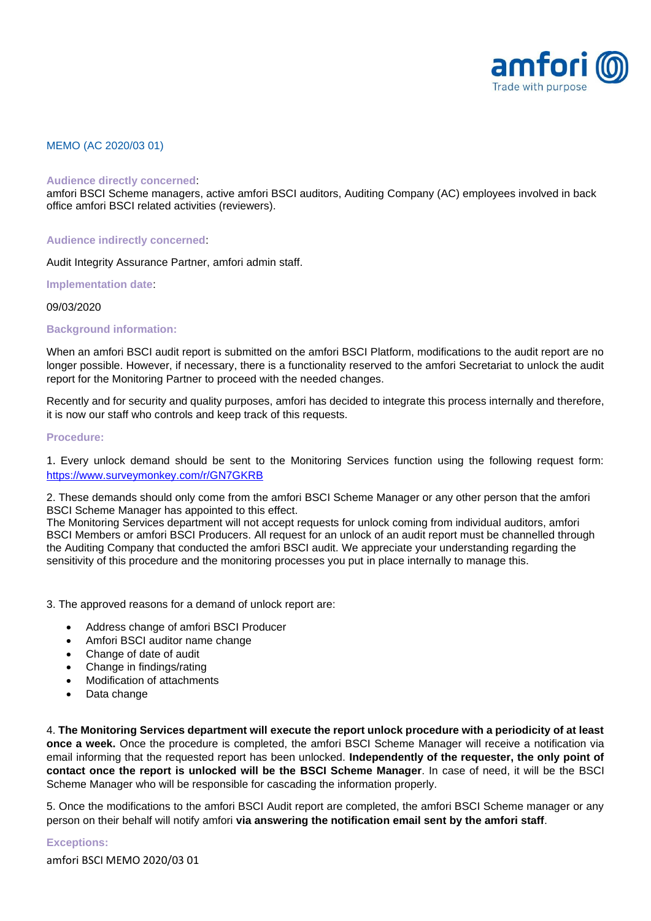MEMO (AC 2020/03 01)

**Audience directly concerned**:

amfori BSCI Scheme managers, active amfori BSCI auditors, Auditing Company (AC) employees involved in back office amfori BSCI related activities (reviewers).

**Audience indirectly concerned**:

Audit Integrity Assurance Partner, amfori admin staff.

**Implementation date**:

09/03/2020

**Background information:**

When an amfori BSCI audit report is submitted on the amfori BSCI Platform, modifications to the audit report are no longer possible. However, if necessary, there is a functionality reserved to the amfori Secretariat to unlock the audit report for the Monitoring Partner to proceed with the needed changes.

Recently and for security and quality purposes, amfori has decided to integrate this process internally and therefore, it is now our staff who controls and keep track of this requests.

**Procedure:**

1. Every unlock demand should be sent to the Monitoring Services function using the following request form: https://www.surveymonkey.com/r/GN7GKRB

2. These demands should only come from the amfori BSCI Scheme Manager or any other person that the amfori BSCI Scheme Manager has appointed to this effect.
The Monitoring Services department will not accept requests for unlock coming from individual auditors, amfori BSCI Members or amfori BSCI Producers. All request for an unlock of an audit report must be channelled through the Auditing Company that conducted the amfori BSCI audit. We appreciate your understanding regarding the sensitivity of this procedure and the monitoring processes you put in place internally to manage this.

3. The approved reasons for a demand of unlock report are:

- Address change of amfori BSCI Producer
- Amfori BSCI auditor name change
- Change of date of audit
- Change in findings/rating
- Modification of attachments
- Data change

4. **The Monitoring Services department will execute the report unlock procedure with a periodicity of at least once a week.** Once the procedure is completed, the amfori BSCI Scheme Manager will receive a notification via email informing that the requested report has been unlocked. **Independently of the requester, the only point of contact once the report is unlocked will be the BSCI Scheme Manager**. In case of need, it will be the BSCI Scheme Manager who will be responsible for cascading the information properly.

5. Once the modifications to the amfori BSCI Audit report are completed, the amfori BSCI Scheme manager or any person on their behalf will notify amfori **via answering the notification email sent by the amfori staff**.

**Exceptions:**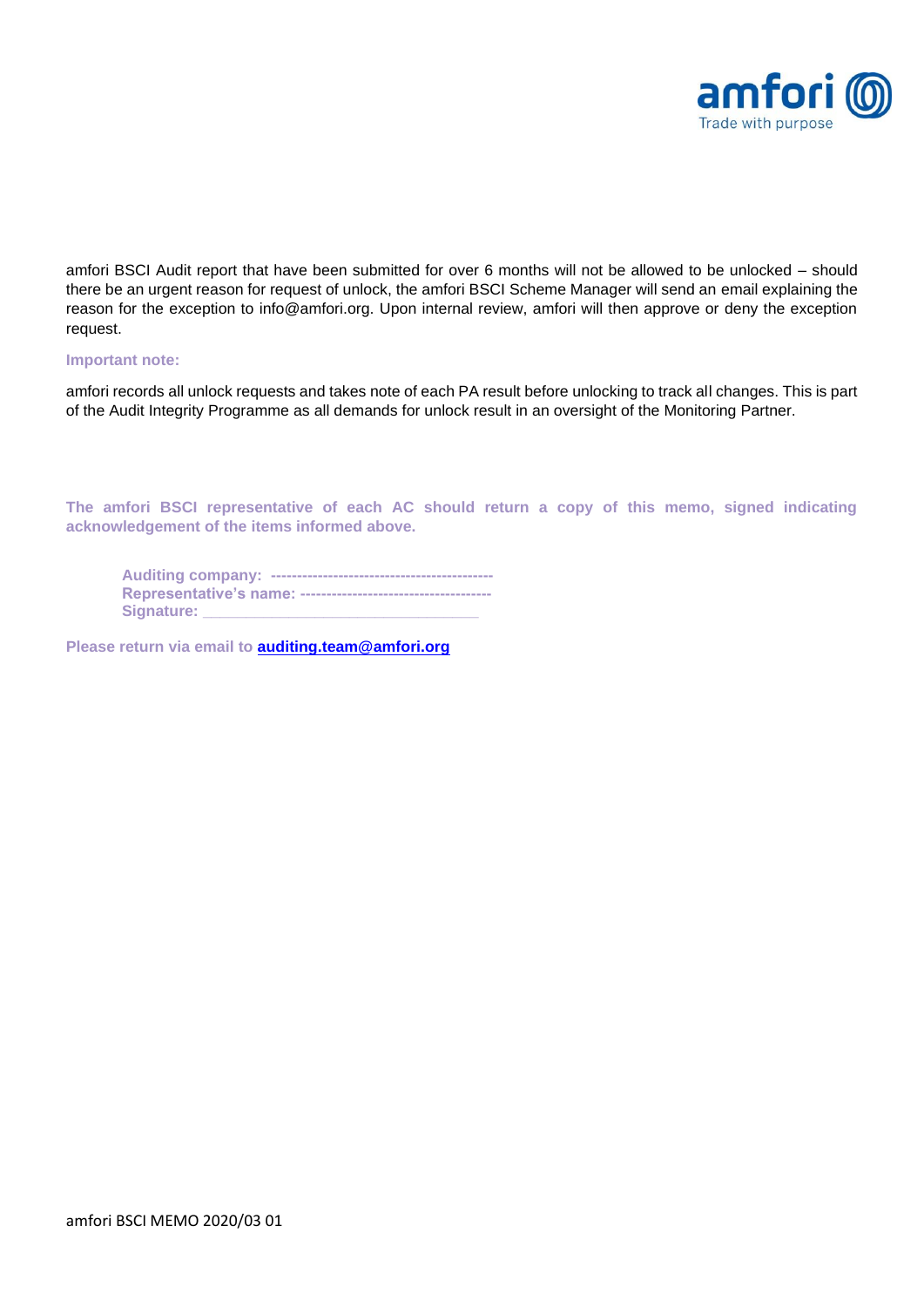amfori BSCI Audit report that have been submitted for over 6 months will not be allowed to be unlocked – should there be an urgent reason for request of unlock, the amfori BSCI Scheme Manager will send an email explaining the reason for the exception to info@amfori.org. Upon internal review, amfori will then approve or deny the exception request.

**Important note:**

amfori records all unlock requests and takes note of each PA result before unlocking to track all changes. This is part of the Audit Integrity Programme as all demands for unlock result in an oversight of the Monitoring Partner.

**The amfori BSCI representative of each AC should return a copy of this memo, signed indicating acknowledgement of the items informed above.**

**Auditing company: -------------------------------------------**
**Representative's name: -------------------------------------**
**Signature: ________________________________**

**Please return via email to auditing.team@amfori.org**